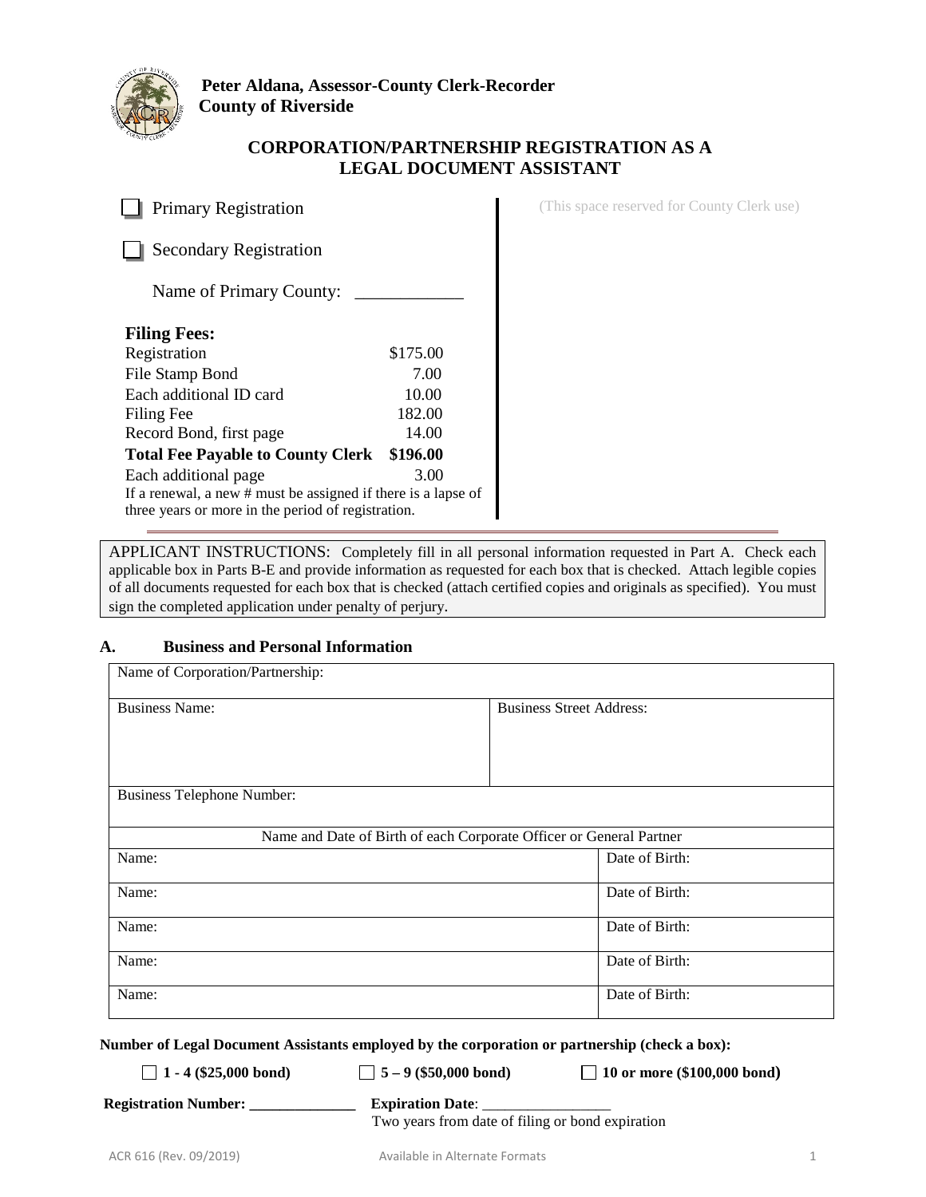**Peter Aldana, Assessor-County Clerk-Recorder**
**County of Riverside**

## CORPORATION/PARTNERSHIP REGISTRATION AS A LEGAL DOCUMENT ASSISTANT

☐ Primary Registration

☐ Secondary Registration

Name of Primary County: ____________

(This space reserved for County Clerk use)

**Filing Fees:**

| | |
|---|---|
| Registration | $175.00 |
| File Stamp Bond | 7.00 |
| Each additional ID card | 10.00 |
| Filing Fee | 182.00 |
| Record Bond, first page | 14.00 |
| **Total Fee Payable to County Clerk** | **$196.00** |
| Each additional page | 3.00 |

If a renewal, a new # must be assigned if there is a lapse of three years or more in the period of registration.

APPLICANT INSTRUCTIONS: Completely fill in all personal information requested in Part A. Check each applicable box in Parts B-E and provide information as requested for each box that is checked. Attach legible copies of all documents requested for each box that is checked (attach certified copies and originals as specified). You must sign the completed application under penalty of perjury.

### A. Business and Personal Information

| Name of Corporation/Partnership: | |
|---|---|
| Business Name: | Business Street Address: |
| Business Telephone Number: | |

| Name and Date of Birth of each Corporate Officer or General Partner | |
|---|---|
| Name: | Date of Birth: |
| Name: | Date of Birth: |
| Name: | Date of Birth: |
| Name: | Date of Birth: |
| Name: | Date of Birth: |

**Number of Legal Document Assistants employed by the corporation or partnership (check a box):**

☐ **1 - 4 ($25,000 bond)** ☐ **5 – 9 ($50,000 bond)** ☐ **10 or more ($100,000 bond)**

**Registration Number: ______________** **Expiration Date**: _________________
Two years from date of filing or bond expiration

ACR 616 (Rev. 09/2019) Available in Alternate Formats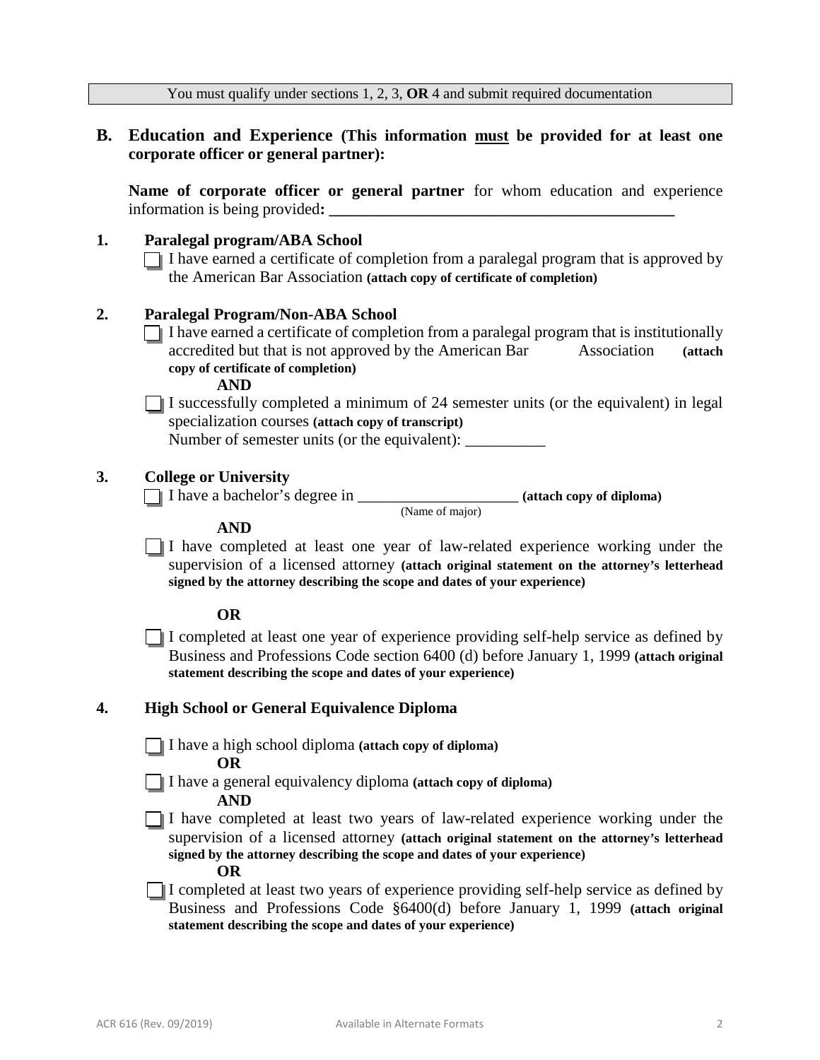You must qualify under sections 1, 2, 3, **OR** 4 and submit required documentation

## B. Education and Experience (This information must be provided for at least one corporate officer or general partner):

**Name of corporate officer or general partner** for whom education and experience information is being provided**: ___________________________________________**

### 1. Paralegal program/ABA School

☐ I have earned a certificate of completion from a paralegal program that is approved by the American Bar Association **(attach copy of certificate of completion)**

### 2. Paralegal Program/Non-ABA School

☐ I have earned a certificate of completion from a paralegal program that is institutionally accredited but that is not approved by the American Bar Association **(attach copy of certificate of completion)**

**AND**

☐ I successfully completed a minimum of 24 semester units (or the equivalent) in legal specialization courses **(attach copy of transcript)**
Number of semester units (or the equivalent): __________

### 3. College or University

☐ I have a bachelor's degree in ____________________ **(attach copy of diploma)**
(Name of major)

**AND**

☐ I have completed at least one year of law-related experience working under the supervision of a licensed attorney **(attach original statement on the attorney's letterhead signed by the attorney describing the scope and dates of your experience)**

**OR**

☐ I completed at least one year of experience providing self-help service as defined by Business and Professions Code section 6400 (d) before January 1, 1999 **(attach original statement describing the scope and dates of your experience)**

### 4. High School or General Equivalence Diploma

☐ I have a high school diploma **(attach copy of diploma)**

**OR**

☐ I have a general equivalency diploma **(attach copy of diploma)**

**AND**

☐ I have completed at least two years of law-related experience working under the supervision of a licensed attorney **(attach original statement on the attorney's letterhead signed by the attorney describing the scope and dates of your experience)**

**OR**

☐ I completed at least two years of experience providing self-help service as defined by Business and Professions Code §6400(d) before January 1, 1999 **(attach original statement describing the scope and dates of your experience)**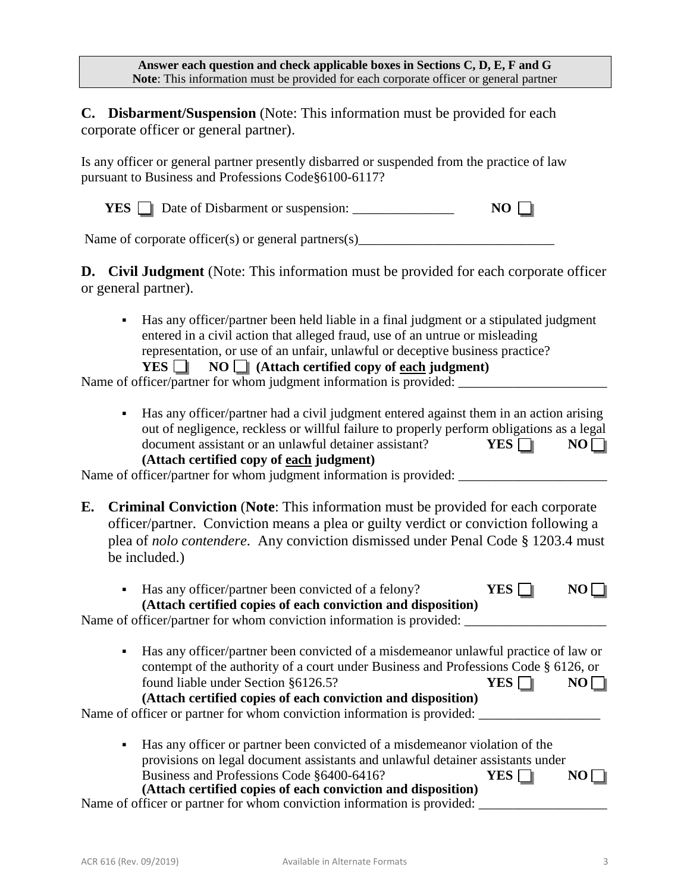**Answer each question and check applicable boxes in Sections C, D, E, F and G**
**Note**: This information must be provided for each corporate officer or general partner

## C. Disbarment/Suspension (Note: This information must be provided for each corporate officer or general partner).

Is any officer or general partner presently disbarred or suspended from the practice of law pursuant to Business and Professions Code§6100-6117?

**YES** ☐ Date of Disbarment or suspension: _______________ **NO** ☐

Name of corporate officer(s) or general partners(s)_____________________________

## D. Civil Judgment (Note: This information must be provided for each corporate officer or general partner).

- Has any officer/partner been held liable in a final judgment or a stipulated judgment entered in a civil action that alleged fraud, use of an untrue or misleading representation, or use of an unfair, unlawful or deceptive business practice?
  **YES** ☐ **NO** ☐ **(Attach certified copy of each judgment)**

Name of officer/partner for whom judgment information is provided: ______________________

- Has any officer/partner had a civil judgment entered against them in an action arising out of negligence, reckless or willful failure to properly perform obligations as a legal document assistant or an unlawful detainer assistant? **YES** ☐ **NO** ☐
  **(Attach certified copy of each judgment)**

Name of officer/partner for whom judgment information is provided: ______________________

## E. Criminal Conviction (Note: This information must be provided for each corporate officer/partner. Conviction means a plea or guilty verdict or conviction following a plea of *nolo contendere*. Any conviction dismissed under Penal Code § 1203.4 must be included.)

- Has any officer/partner been convicted of a felony? **YES** ☐ **NO** ☐
  **(Attach certified copies of each conviction and disposition)**

Name of officer/partner for whom conviction information is provided: _____________________

- Has any officer/partner been convicted of a misdemeanor unlawful practice of law or contempt of the authority of a court under Business and Professions Code § 6126, or found liable under Section §6126.5? **YES** ☐ **NO** ☐
  **(Attach certified copies of each conviction and disposition)**

Name of officer or partner for whom conviction information is provided: __________________

- Has any officer or partner been convicted of a misdemeanor violation of the provisions on legal document assistants and unlawful detainer assistants under Business and Professions Code §6400-6416? **YES** ☐ **NO** ☐
  **(Attach certified copies of each conviction and disposition)**

Name of officer or partner for whom conviction information is provided: ___________________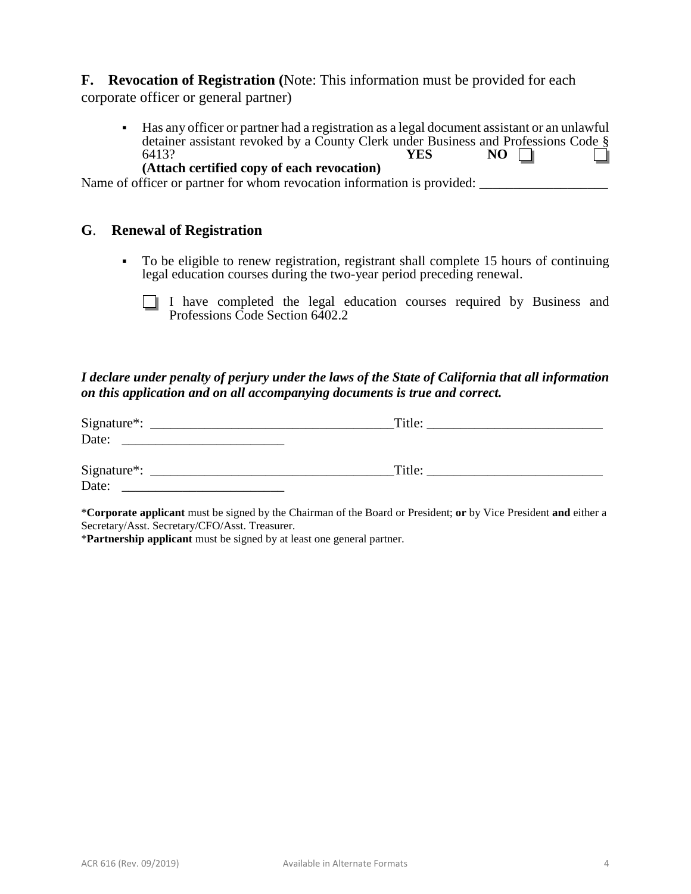## F. Revocation of Registration (Note: This information must be provided for each corporate officer or general partner)

- Has any officer or partner had a registration as a legal document assistant or an unlawful detainer assistant revoked by a County Clerk under Business and Professions Code § 6413? **YES** ☐ **NO** ☐
  **(Attach certified copy of each revocation)**

Name of officer or partner for whom revocation information is provided: ___________________

## G. Renewal of Registration

- To be eligible to renew registration, registrant shall complete 15 hours of continuing legal education courses during the two-year period preceding renewal.

  ☐ I have completed the legal education courses required by Business and Professions Code Section 6402.2

***I declare under penalty of perjury under the laws of the State of California that all information on this application and on all accompanying documents is true and correct.***

Signature*: ___________________________________ Title: _________________________
Date: ________________________

Signature*: ___________________________________ Title: _________________________
Date: ________________________

\***Corporate applicant** must be signed by the Chairman of the Board or President; **or** by Vice President **and** either a Secretary/Asst. Secretary/CFO/Asst. Treasurer.

\***Partnership applicant** must be signed by at least one general partner.

ACR 616 (Rev. 09/2019) Available in Alternate Formats